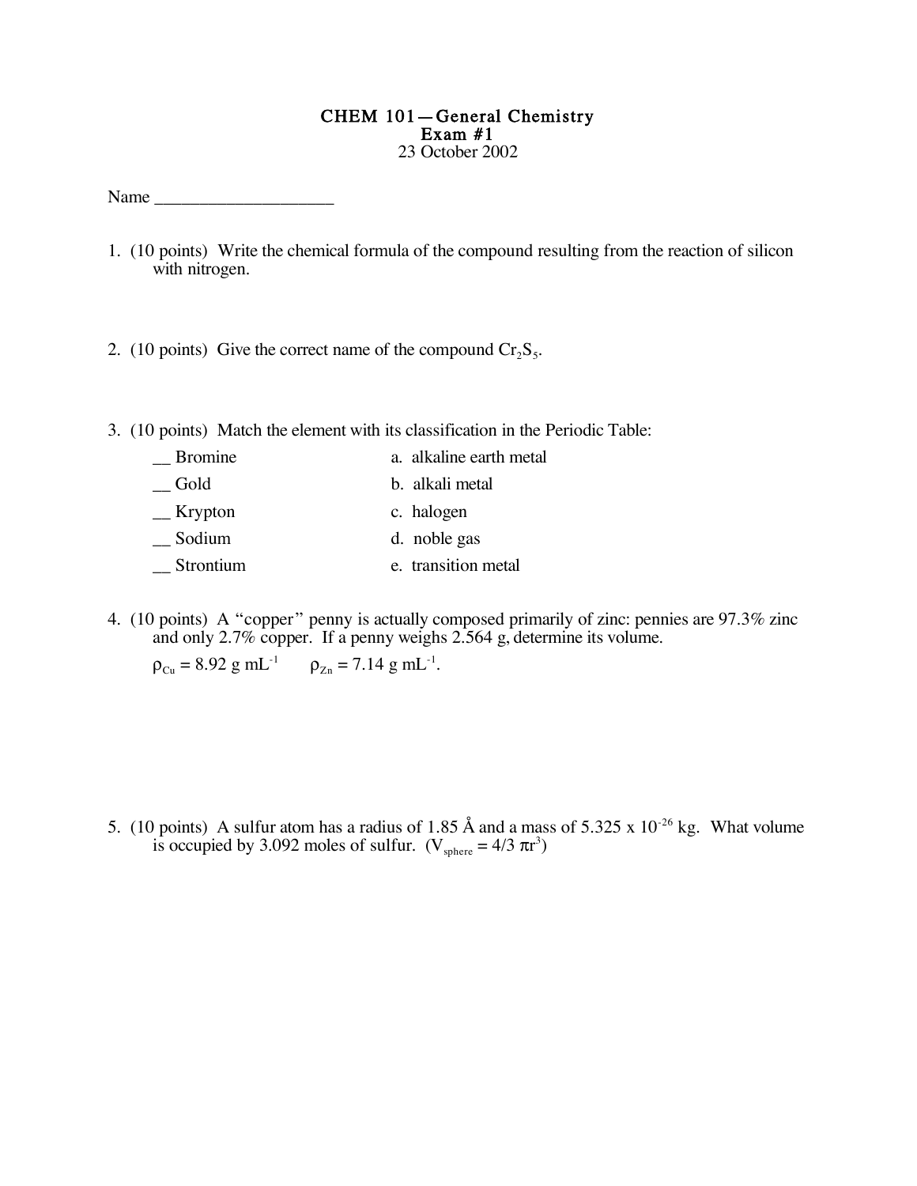# CHEM 101—General Chemistry
## Exam #1
23 October 2002

Name ____________________

1. (10 points) Write the chemical formula of the compound resulting from the reaction of silicon with nitrogen.

2. (10 points) Give the correct name of the compound $Cr_2S_5$.

3. (10 points) Match the element with its classification in the Periodic Table:

| | |
|---|---|
| __ Bromine | a. alkaline earth metal |
| __ Gold | b. alkali metal |
| __ Krypton | c. halogen |
| __ Sodium | d. noble gas |
| __ Strontium | e. transition metal |

4. (10 points) A "copper" penny is actually composed primarily of zinc: pennies are 97.3% zinc and only 2.7% copper. If a penny weighs 2.564 g, determine its volume.

   $\rho_{Cu} = 8.92$ g mL$^{-1}$ $\quad \rho_{Zn} = 7.14$ g mL$^{-1}$.

5. (10 points) A sulfur atom has a radius of 1.85 Å and a mass of $5.325 \times 10^{-26}$ kg. What volume is occupied by 3.092 moles of sulfur. ($V_{sphere} = 4/3\ \pi r^3$)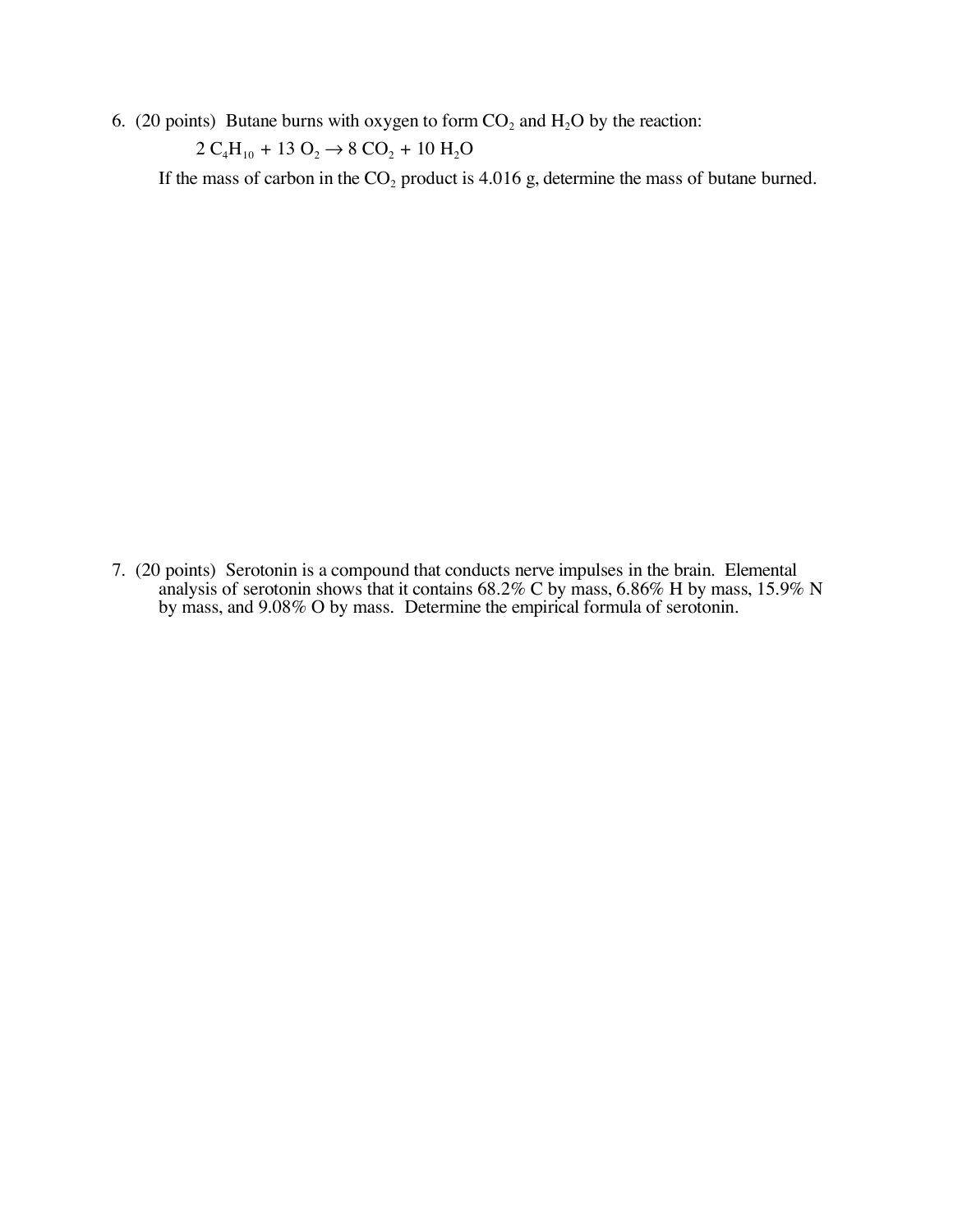6. (20 points) Butane burns with oxygen to form $CO_2$ and $H_2O$ by the reaction:

$$2\ C_4H_{10} + 13\ O_2 \rightarrow 8\ CO_2 + 10\ H_2O$$

If the mass of carbon in the $CO_2$ product is 4.016 g, determine the mass of butane burned.

7. (20 points) Serotonin is a compound that conducts nerve impulses in the brain. Elemental analysis of serotonin shows that it contains 68.2% C by mass, 6.86% H by mass, 15.9% N by mass, and 9.08% O by mass. Determine the empirical formula of serotonin.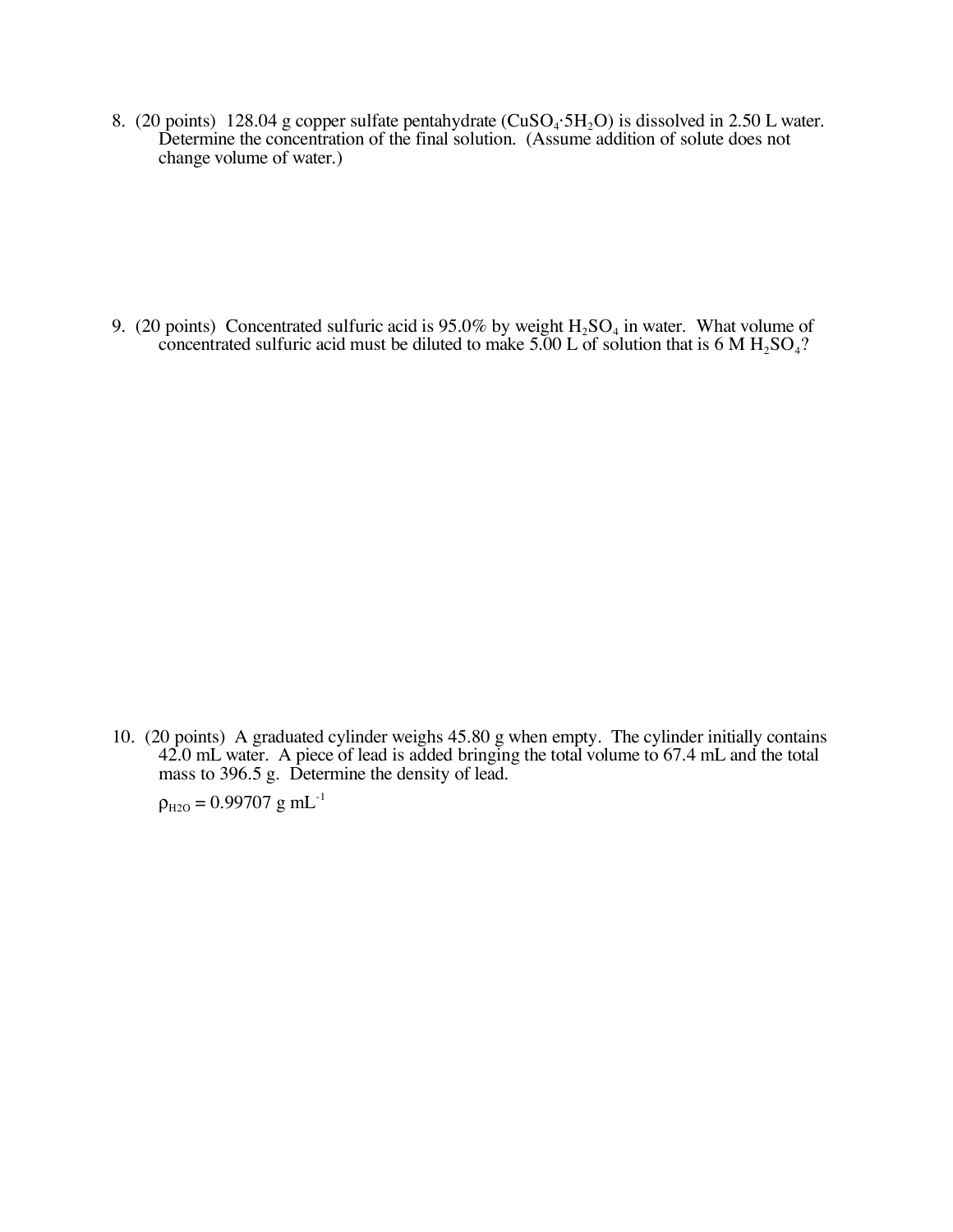8. (20 points) 128.04 g copper sulfate pentahydrate ($CuSO_4 \cdot 5H_2O$) is dissolved in 2.50 L water. Determine the concentration of the final solution. (Assume addition of solute does not change volume of water.)

9. (20 points) Concentrated sulfuric acid is 95.0% by weight $H_2SO_4$ in water. What volume of concentrated sulfuric acid must be diluted to make 5.00 L of solution that is 6 M $H_2SO_4$?

10. (20 points) A graduated cylinder weighs 45.80 g when empty. The cylinder initially contains 42.0 mL water. A piece of lead is added bringing the total volume to 67.4 mL and the total mass to 396.5 g. Determine the density of lead.

    $\rho_{H2O} = 0.99707 \text{ g mL}^{-1}$